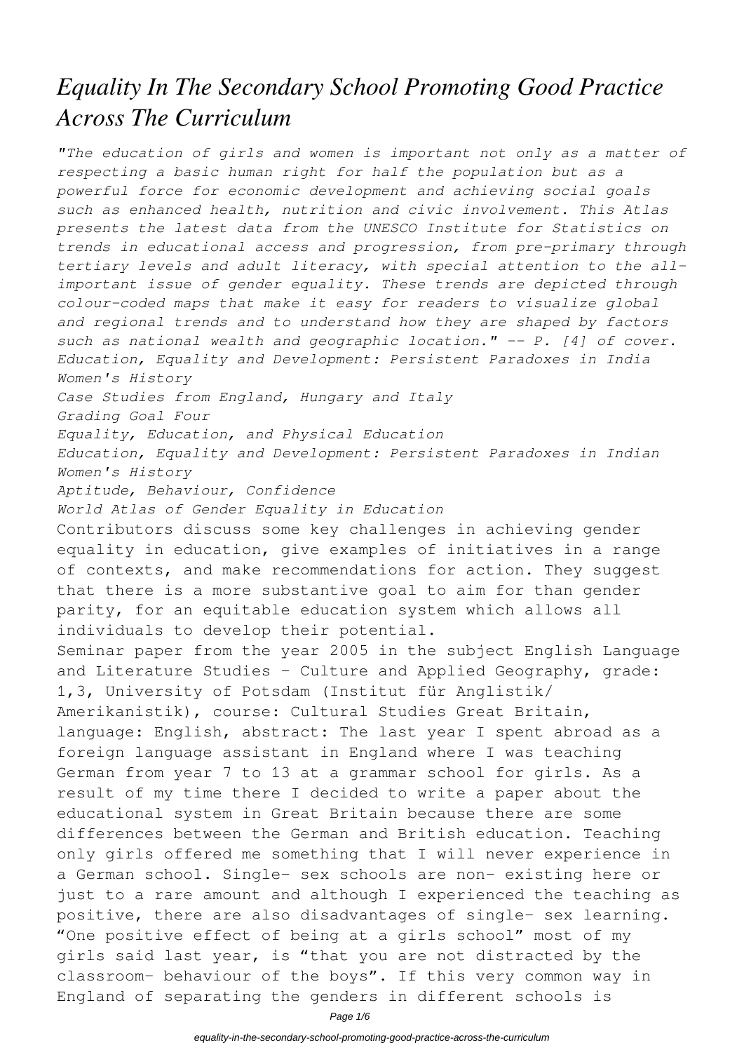# *Equality In The Secondary School Promoting Good Practice Across The Curriculum*

*"The education of girls and women is important not only as a matter of respecting a basic human right for half the population but as a powerful force for economic development and achieving social goals such as enhanced health, nutrition and civic involvement. This Atlas presents the latest data from the UNESCO Institute for Statistics on trends in educational access and progression, from pre-primary through tertiary levels and adult literacy, with special attention to the all-important issue of gender equality. These trends are depicted through colour-coded maps that make it easy for readers to visualize global and regional trends and to understand how they are shaped by factors such as national wealth and geographic location." -- P. [4] of cover.*

*Education, Equality and Development: Persistent Paradoxes in India Women's History*

*Case Studies from England, Hungary and Italy*

*Grading Goal Four*

*Equality, Education, and Physical Education*

*Education, Equality and Development: Persistent Paradoxes in Indian Women's History*

*Aptitude, Behaviour, Confidence*

*World Atlas of Gender Equality in Education*

Contributors discuss some key challenges in achieving gender equality in education, give examples of initiatives in a range of contexts, and make recommendations for action. They suggest that there is a more substantive goal to aim for than gender parity, for an equitable education system which allows all individuals to develop their potential.

Seminar paper from the year 2005 in the subject English Language and Literature Studies - Culture and Applied Geography, grade: 1,3, University of Potsdam (Institut für Anglistik/ Amerikanistik), course: Cultural Studies Great Britain, language: English, abstract: The last year I spent abroad as a foreign language assistant in England where I was teaching German from year 7 to 13 at a grammar school for girls. As a result of my time there I decided to write a paper about the educational system in Great Britain because there are some differences between the German and British education. Teaching only girls offered me something that I will never experience in a German school. Single- sex schools are non- existing here or just to a rare amount and although I experienced the teaching as positive, there are also disadvantages of single- sex learning. "One positive effect of being at a girls school" most of my girls said last year, is "that you are not distracted by the classroom- behaviour of the boys". If this very common way in England of separating the genders in different schools is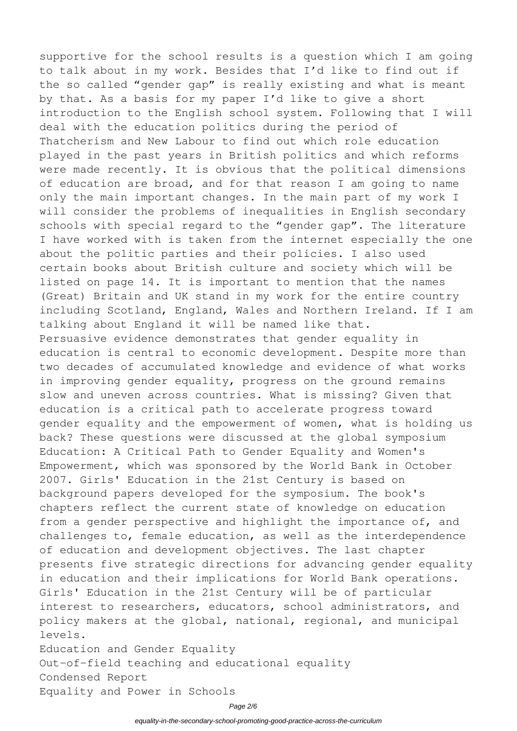supportive for the school results is a question which I am going to talk about in my work. Besides that I'd like to find out if the so called "gender gap" is really existing and what is meant by that. As a basis for my paper I'd like to give a short introduction to the English school system. Following that I will deal with the education politics during the period of Thatcherism and New Labour to find out which role education played in the past years in British politics and which reforms were made recently. It is obvious that the political dimensions of education are broad, and for that reason I am going to name only the main important changes. In the main part of my work I will consider the problems of inequalities in English secondary schools with special regard to the "gender gap". The literature I have worked with is taken from the internet especially the one about the politic parties and their policies. I also used certain books about British culture and society which will be listed on page 14. It is important to mention that the names (Great) Britain and UK stand in my work for the entire country including Scotland, England, Wales and Northern Ireland. If I am talking about England it will be named like that.

Persuasive evidence demonstrates that gender equality in education is central to economic development. Despite more than two decades of accumulated knowledge and evidence of what works in improving gender equality, progress on the ground remains slow and uneven across countries. What is missing? Given that education is a critical path to accelerate progress toward gender equality and the empowerment of women, what is holding us back? These questions were discussed at the global symposium Education: A Critical Path to Gender Equality and Women's Empowerment, which was sponsored by the World Bank in October 2007. Girls' Education in the 21st Century is based on background papers developed for the symposium. The book's chapters reflect the current state of knowledge on education from a gender perspective and highlight the importance of, and challenges to, female education, as well as the interdependence of education and development objectives. The last chapter presents five strategic directions for advancing gender equality in education and their implications for World Bank operations. Girls' Education in the 21st Century will be of particular interest to researchers, educators, school administrators, and policy makers at the global, national, regional, and municipal levels.

Education and Gender Equality

Out-of-field teaching and educational equality

Condensed Report

Equality and Power in Schools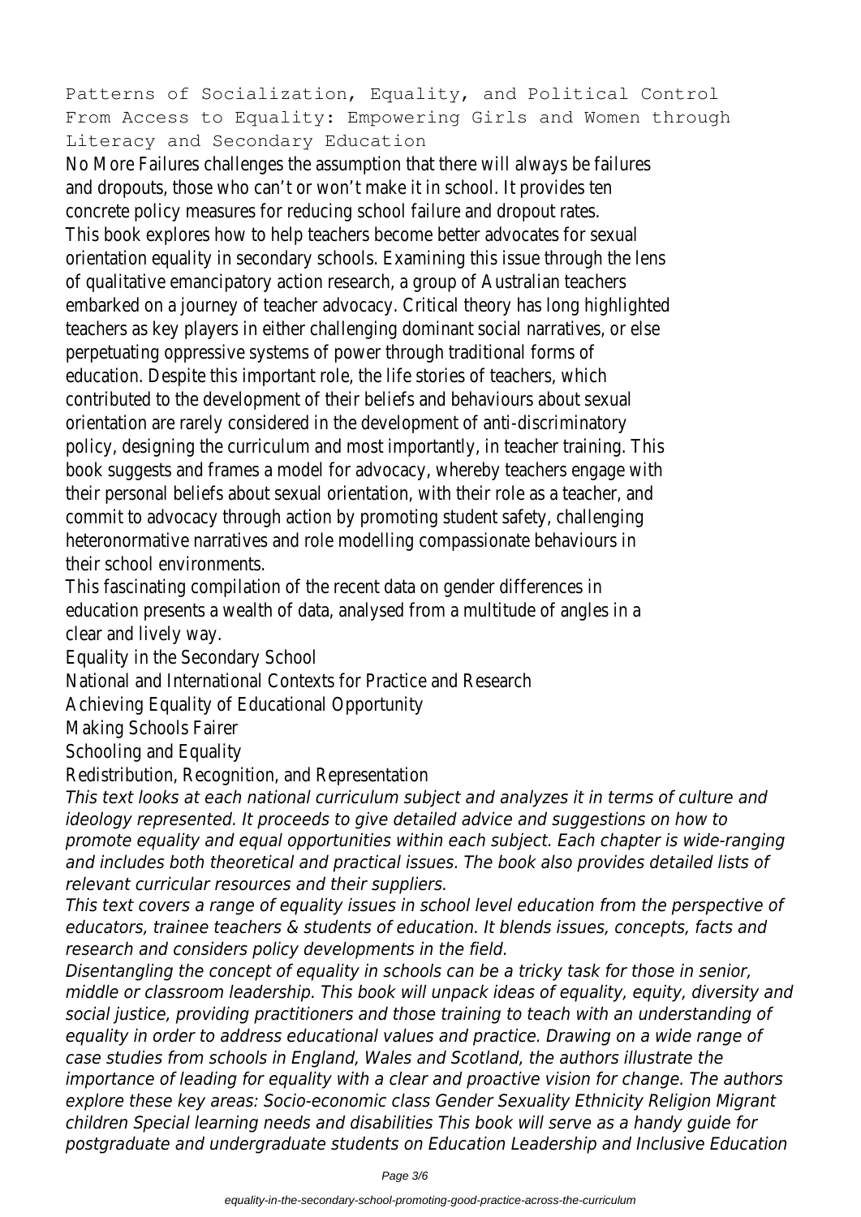Patterns of Socialization, Equality, and Political Control
From Access to Equality: Empowering Girls and Women through Literacy and Secondary Education

No More Failures challenges the assumption that there will always be failures and dropouts, those who can't or won't make it in school. It provides ten concrete policy measures for reducing school failure and dropout rates.

This book explores how to help teachers become better advocates for sexual orientation equality in secondary schools. Examining this issue through the lens of qualitative emancipatory action research, a group of Australian teachers embarked on a journey of teacher advocacy. Critical theory has long highlighted teachers as key players in either challenging dominant social narratives, or else perpetuating oppressive systems of power through traditional forms of education. Despite this important role, the life stories of teachers, which contributed to the development of their beliefs and behaviours about sexual orientation are rarely considered in the development of anti-discriminatory policy, designing the curriculum and most importantly, in teacher training. This book suggests and frames a model for advocacy, whereby teachers engage with their personal beliefs about sexual orientation, with their role as a teacher, and commit to advocacy through action by promoting student safety, challenging heteronormative narratives and role modelling compassionate behaviours in their school environments.

This fascinating compilation of the recent data on gender differences in education presents a wealth of data, analysed from a multitude of angles in a clear and lively way.

Equality in the Secondary School
National and International Contexts for Practice and Research
Achieving Equality of Educational Opportunity
Making Schools Fairer
Schooling and Equality
Redistribution, Recognition, and Representation

*This text looks at each national curriculum subject and analyzes it in terms of culture and ideology represented. It proceeds to give detailed advice and suggestions on how to promote equality and equal opportunities within each subject. Each chapter is wide-ranging and includes both theoretical and practical issues. The book also provides detailed lists of relevant curricular resources and their suppliers.*

*This text covers a range of equality issues in school level education from the perspective of educators, trainee teachers & students of education. It blends issues, concepts, facts and research and considers policy developments in the field.*

*Disentangling the concept of equality in schools can be a tricky task for those in senior, middle or classroom leadership. This book will unpack ideas of equality, equity, diversity and social justice, providing practitioners and those training to teach with an understanding of equality in order to address educational values and practice. Drawing on a wide range of case studies from schools in England, Wales and Scotland, the authors illustrate the importance of leading for equality with a clear and proactive vision for change. The authors explore these key areas: Socio-economic class Gender Sexuality Ethnicity Religion Migrant children Special learning needs and disabilities This book will serve as a handy guide for postgraduate and undergraduate students on Education Leadership and Inclusive Education*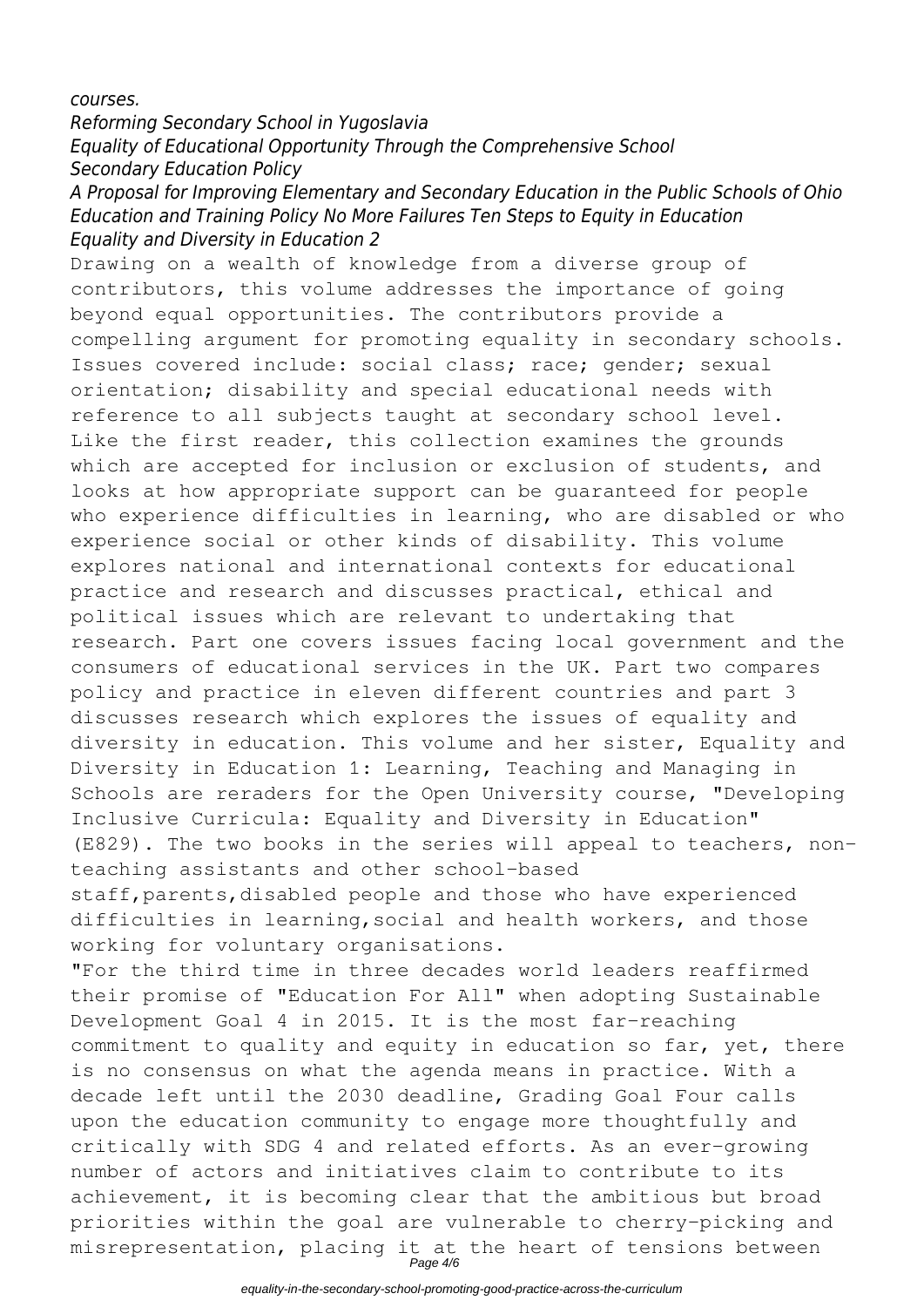*courses.*

*Reforming Secondary School in Yugoslavia*
*Equality of Educational Opportunity Through the Comprehensive School*
*Secondary Education Policy*
*A Proposal for Improving Elementary and Secondary Education in the Public Schools of Ohio*
*Education and Training Policy No More Failures Ten Steps to Equity in Education*
*Equality and Diversity in Education 2*

Drawing on a wealth of knowledge from a diverse group of contributors, this volume addresses the importance of going beyond equal opportunities. The contributors provide a compelling argument for promoting equality in secondary schools. Issues covered include: social class; race; gender; sexual orientation; disability and special educational needs with reference to all subjects taught at secondary school level. Like the first reader, this collection examines the grounds which are accepted for inclusion or exclusion of students, and looks at how appropriate support can be guaranteed for people who experience difficulties in learning, who are disabled or who experience social or other kinds of disability. This volume explores national and international contexts for educational practice and research and discusses practical, ethical and political issues which are relevant to undertaking that research. Part one covers issues facing local government and the consumers of educational services in the UK. Part two compares policy and practice in eleven different countries and part 3 discusses research which explores the issues of equality and diversity in education. This volume and her sister, Equality and Diversity in Education 1: Learning, Teaching and Managing in Schools are reraders for the Open University course, "Developing Inclusive Curricula: Equality and Diversity in Education" (E829). The two books in the series will appeal to teachers, non-teaching assistants and other school-based staff,parents,disabled people and those who have experienced difficulties in learning,social and health workers, and those working for voluntary organisations.

"For the third time in three decades world leaders reaffirmed their promise of "Education For All" when adopting Sustainable Development Goal 4 in 2015. It is the most far-reaching commitment to quality and equity in education so far, yet, there is no consensus on what the agenda means in practice. With a decade left until the 2030 deadline, Grading Goal Four calls upon the education community to engage more thoughtfully and critically with SDG 4 and related efforts. As an ever-growing number of actors and initiatives claim to contribute to its achievement, it is becoming clear that the ambitious but broad priorities within the goal are vulnerable to cherry-picking and misrepresentation, placing it at the heart of tensions between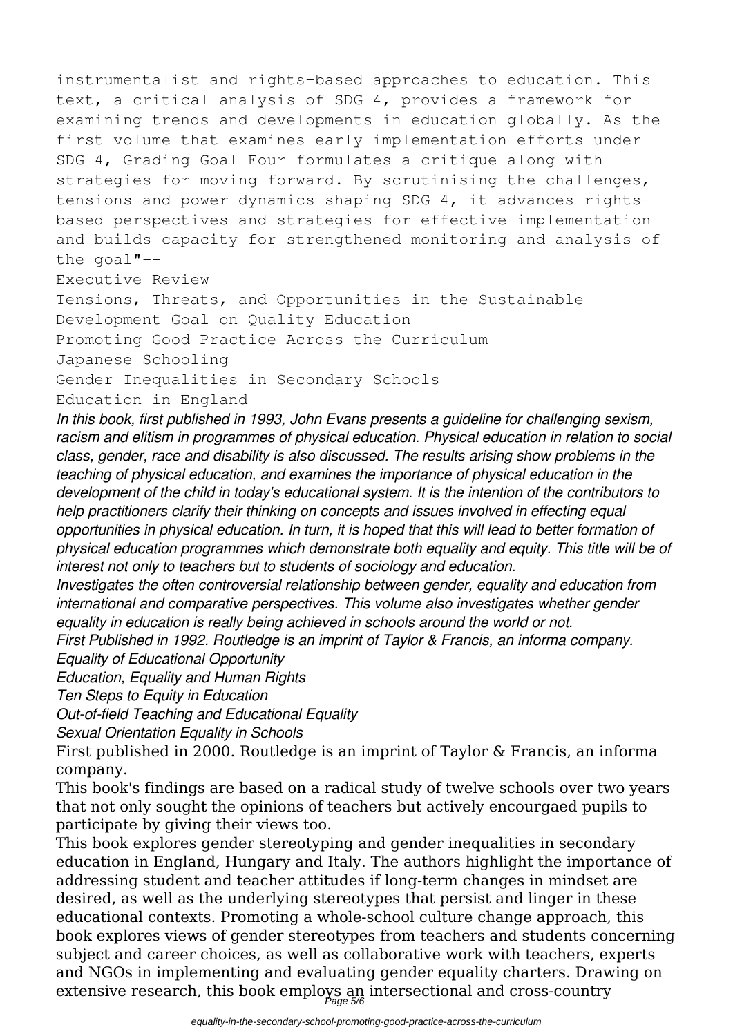instrumentalist and rights-based approaches to education. This text, a critical analysis of SDG 4, provides a framework for examining trends and developments in education globally. As the first volume that examines early implementation efforts under SDG 4, Grading Goal Four formulates a critique along with strategies for moving forward. By scrutinising the challenges, tensions and power dynamics shaping SDG 4, it advances rights-based perspectives and strategies for effective implementation and builds capacity for strengthened monitoring and analysis of the goal"--

Executive Review

Tensions, Threats, and Opportunities in the Sustainable Development Goal on Quality Education

Promoting Good Practice Across the Curriculum

Japanese Schooling

Gender Inequalities in Secondary Schools

Education in England

*In this book, first published in 1993, John Evans presents a guideline for challenging sexism, racism and elitism in programmes of physical education. Physical education in relation to social class, gender, race and disability is also discussed. The results arising show problems in the teaching of physical education, and examines the importance of physical education in the development of the child in today's educational system. It is the intention of the contributors to help practitioners clarify their thinking on concepts and issues involved in effecting equal opportunities in physical education. In turn, it is hoped that this will lead to better formation of physical education programmes which demonstrate both equality and equity. This title will be of interest not only to teachers but to students of sociology and education.*

*Investigates the often controversial relationship between gender, equality and education from international and comparative perspectives. This volume also investigates whether gender equality in education is really being achieved in schools around the world or not.*

*First Published in 1992. Routledge is an imprint of Taylor & Francis, an informa company.*

*Equality of Educational Opportunity*

*Education, Equality and Human Rights*

*Ten Steps to Equity in Education*

*Out-of-field Teaching and Educational Equality*

*Sexual Orientation Equality in Schools*

First published in 2000. Routledge is an imprint of Taylor & Francis, an informa company.

This book's findings are based on a radical study of twelve schools over two years that not only sought the opinions of teachers but actively encourgaed pupils to participate by giving their views too.

This book explores gender stereotyping and gender inequalities in secondary education in England, Hungary and Italy. The authors highlight the importance of addressing student and teacher attitudes if long-term changes in mindset are desired, as well as the underlying stereotypes that persist and linger in these educational contexts. Promoting a whole-school culture change approach, this book explores views of gender stereotypes from teachers and students concerning subject and career choices, as well as collaborative work with teachers, experts and NGOs in implementing and evaluating gender equality charters. Drawing on extensive research, this book employs an intersectional and cross-country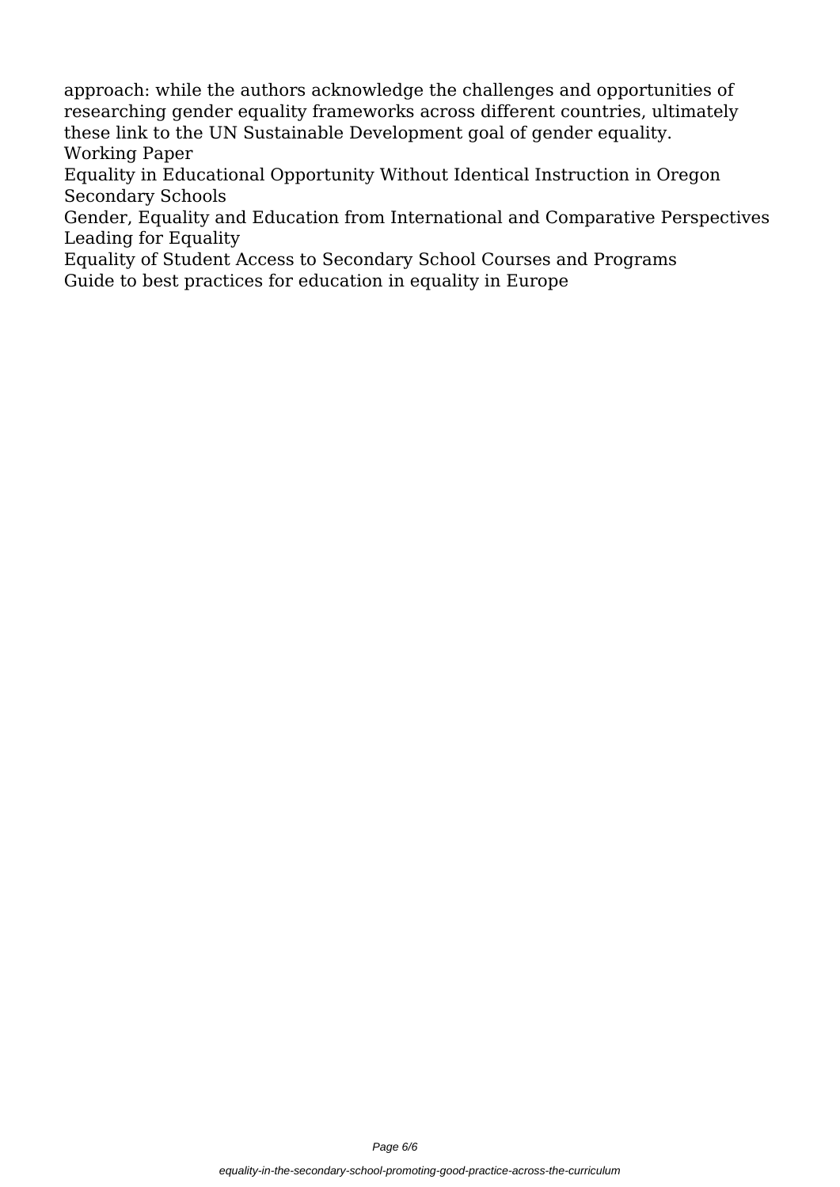approach: while the authors acknowledge the challenges and opportunities of researching gender equality frameworks across different countries, ultimately these link to the UN Sustainable Development goal of gender equality.

Working Paper

Equality in Educational Opportunity Without Identical Instruction in Oregon Secondary Schools

Gender, Equality and Education from International and Comparative Perspectives

Leading for Equality

Equality of Student Access to Secondary School Courses and Programs

Guide to best practices for education in equality in Europe